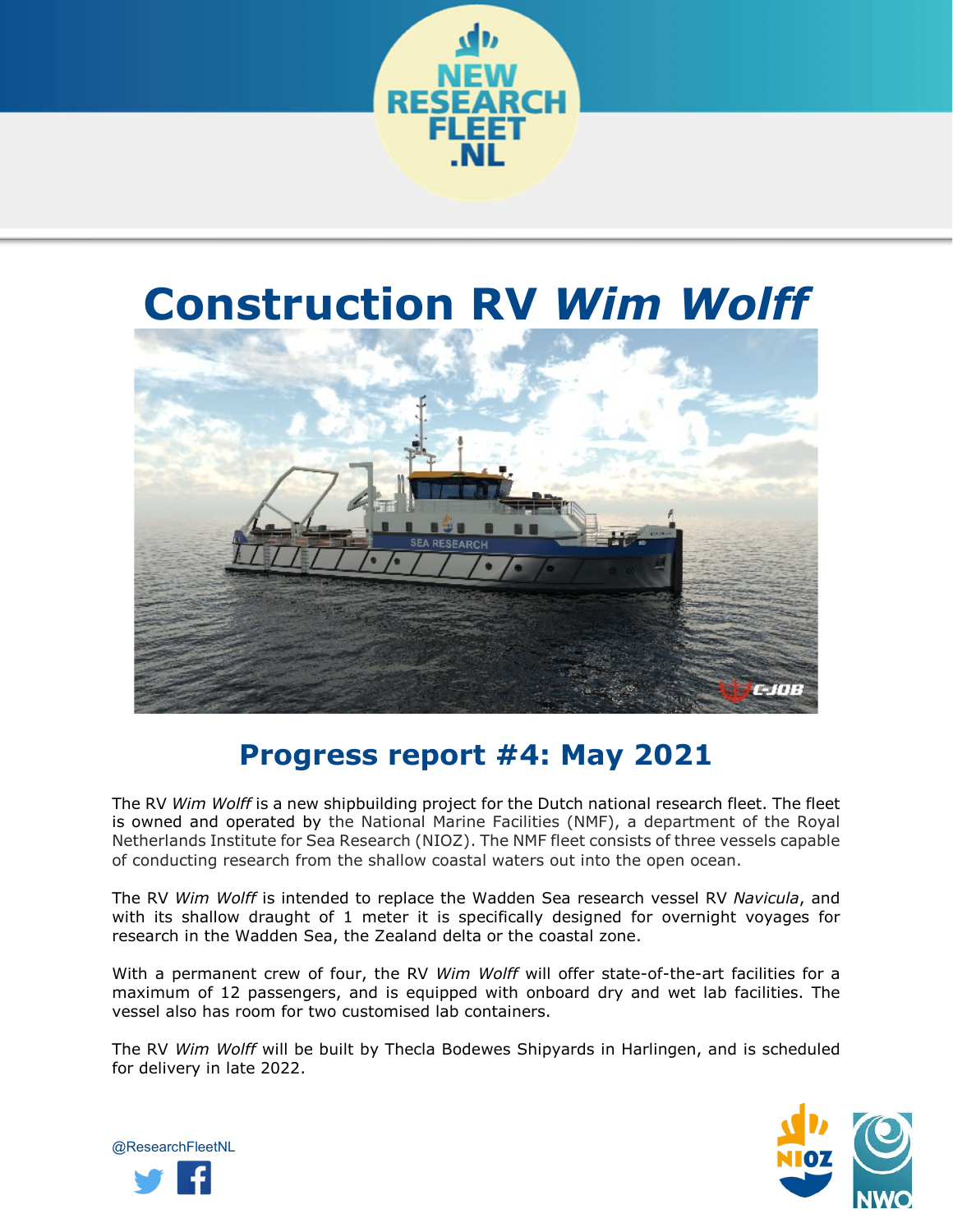# Construction RV *Wim Wolff*

## Progress report #4: May 2021

The RV *Wim Wolff* is a new shipbuilding project for the Dutch national research fleet. The fleet is owned and operated by the National Marine Facilities (NMF), a department of the Royal Netherlands Institute for Sea Research (NIOZ). The NMF fleet consists of three vessels capable of conducting research from the shallow coastal waters out into the open ocean.

The RV *Wim Wolff* is intended to replace the Wadden Sea research vessel RV *Navicula*, and with its shallow draught of 1 meter it is specifically designed for overnight voyages for research in the Wadden Sea, the Zealand delta or the coastal zone.

With a permanent crew of four, the RV *Wim Wolff* will offer state-of-the-art facilities for a maximum of 12 passengers, and is equipped with onboard dry and wet lab facilities. The vessel also has room for two customised lab containers.

The RV *Wim Wolff* will be built by Thecla Bodewes Shipyards in Harlingen, and is scheduled for delivery in late 2022.

@ResearchFleetNL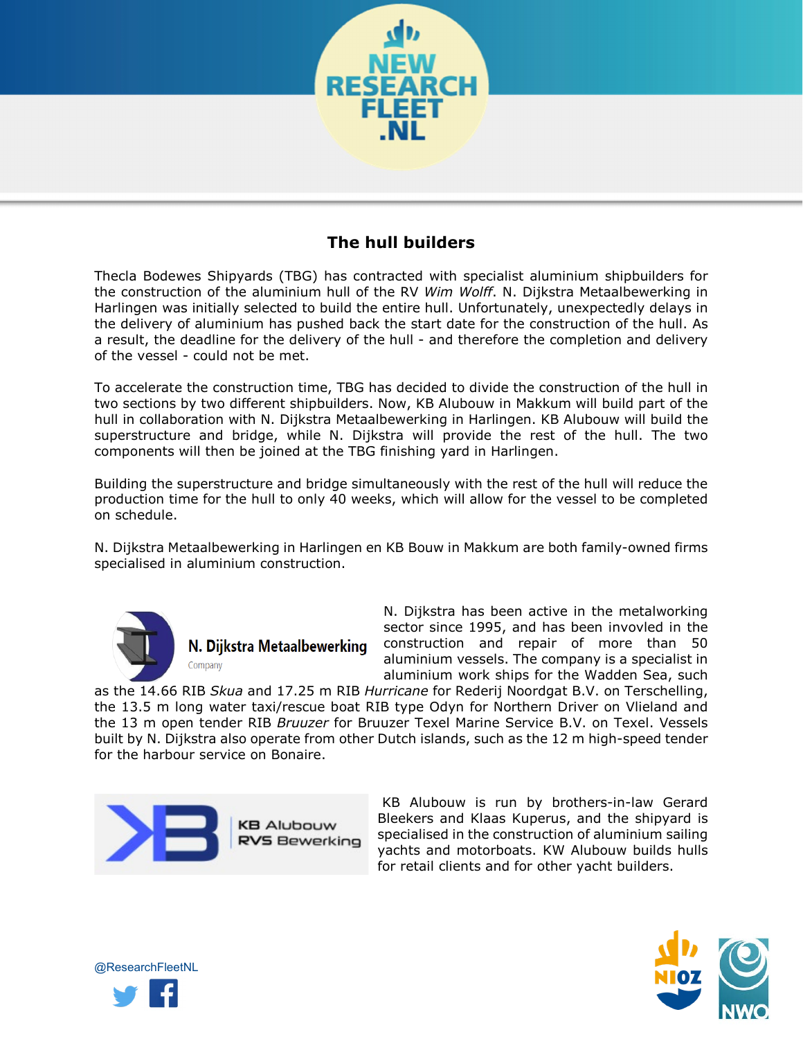## The hull builders

Thecla Bodewes Shipyards (TBG) has contracted with specialist aluminium shipbuilders for the construction of the aluminium hull of the RV *Wim Wolff*. N. Dijkstra Metaalbewerking in Harlingen was initially selected to build the entire hull. Unfortunately, unexpectedly delays in the delivery of aluminium has pushed back the start date for the construction of the hull. As a result, the deadline for the delivery of the hull - and therefore the completion and delivery of the vessel - could not be met.

To accelerate the construction time, TBG has decided to divide the construction of the hull in two sections by two different shipbuilders. Now, KB Alubouw in Makkum will build part of the hull in collaboration with N. Dijkstra Metaalbewerking in Harlingen. KB Alubouw will build the superstructure and bridge, while N. Dijkstra will provide the rest of the hull. The two components will then be joined at the TBG finishing yard in Harlingen.

Building the superstructure and bridge simultaneously with the rest of the hull will reduce the production time for the hull to only 40 weeks, which will allow for the vessel to be completed on schedule.

N. Dijkstra Metaalbewerking in Harlingen en KB Bouw in Makkum are both family-owned firms specialised in aluminium construction.

N. Dijkstra Metaalbewerking
Company

N. Dijkstra has been active in the metalworking sector since 1995, and has been invovled in the construction and repair of more than 50 aluminium vessels. The company is a specialist in aluminium work ships for the Wadden Sea, such as the 14.66 RIB *Skua* and 17.25 m RIB *Hurricane* for Rederij Noordgat B.V. on Terschelling, the 13.5 m long water taxi/rescue boat RIB type Odyn for Northern Driver on Vlieland and the 13 m open tender RIB *Bruuzer* for Bruuzer Texel Marine Service B.V. on Texel. Vessels built by N. Dijkstra also operate from other Dutch islands, such as the 12 m high-speed tender for the harbour service on Bonaire.

KB Alubouw
RVS Bewerking

KB Alubouw is run by brothers-in-law Gerard Bleekers and Klaas Kuperus, and the shipyard is specialised in the construction of aluminium sailing yachts and motorboats. KW Alubouw builds hulls for retail clients and for other yacht builders.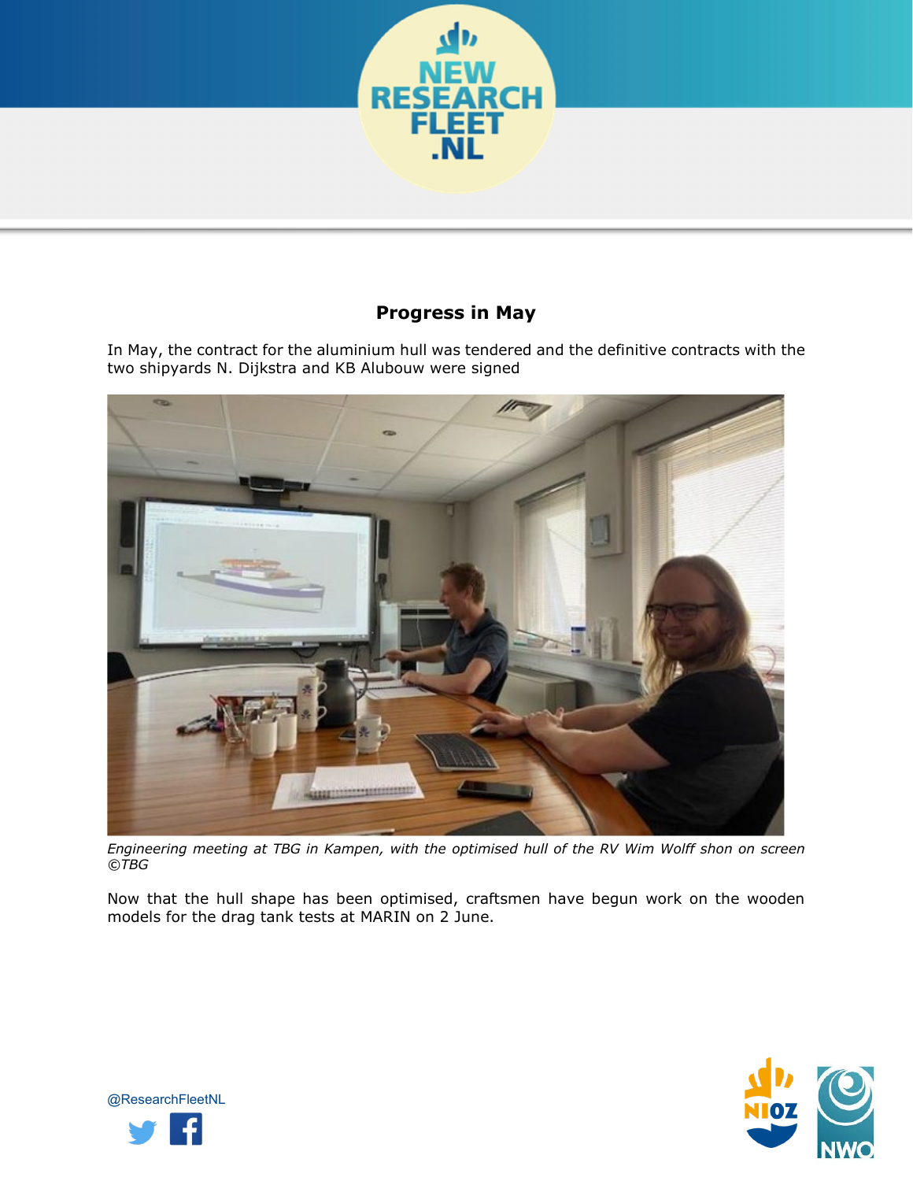## Progress in May

In May, the contract for the aluminium hull was tendered and the definitive contracts with the two shipyards N. Dijkstra and KB Alubouw were signed

*Engineering meeting at TBG in Kampen, with the optimised hull of the RV Wim Wolff shon on screen ©TBG*

Now that the hull shape has been optimised, craftsmen have begun work on the wooden models for the drag tank tests at MARIN on 2 June.

@ResearchFleetNL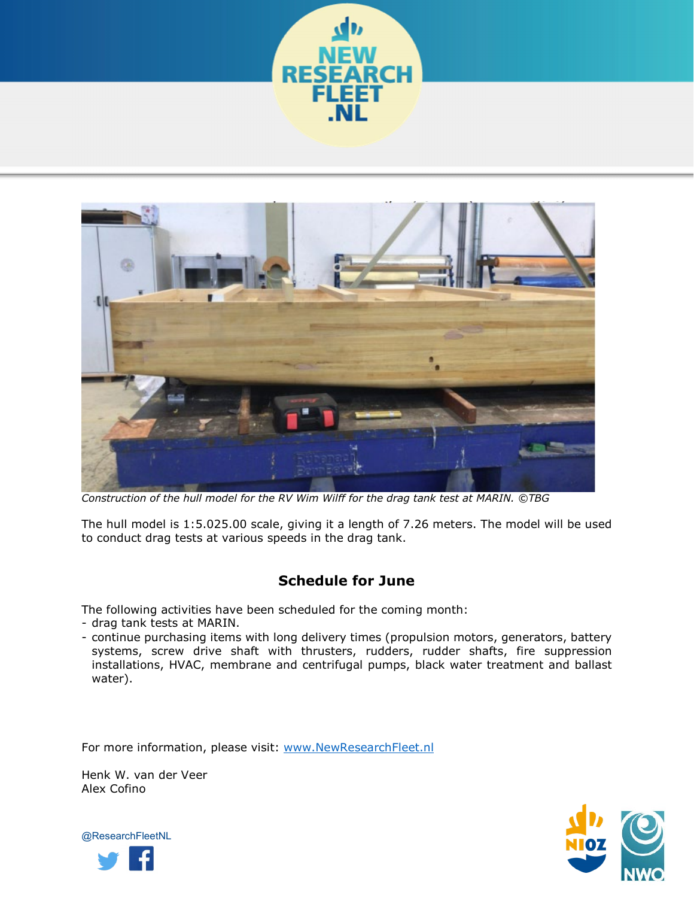*Construction of the hull model for the RV Wim Wilff for the drag tank test at MARIN. ©TBG*

The hull model is 1:5.025.00 scale, giving it a length of 7.26 meters. The model will be used to conduct drag tests at various speeds in the drag tank.

## Schedule for June

The following activities have been scheduled for the coming month:

- drag tank tests at MARIN.
- continue purchasing items with long delivery times (propulsion motors, generators, battery systems, screw drive shaft with thrusters, rudders, rudder shafts, fire suppression installations, HVAC, membrane and centrifugal pumps, black water treatment and ballast water).

For more information, please visit: [www.NewResearchFleet.nl](http://www.NewResearchFleet.nl)

Henk W. van der Veer
Alex Cofino

@ResearchFleetNL